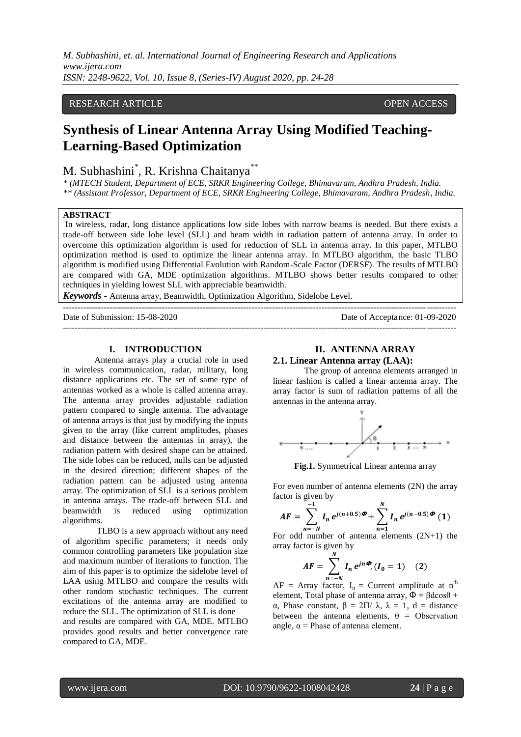RESEARCH ARTICLE OPEN ACCESS

# Synthesis of Linear Antenna Array Using Modified Teaching-Learning-Based Optimization

M. Subhashini[*], R. Krishna Chaitanya[**]

[*] (MTECH Student, Department of ECE, SRKR Engineering College, Bhimavaram, Andhra Pradesh, India.
[**] (Assistant Professor, Department of ECE, SRKR Engineering College, Bhimavaram, Andhra Pradesh, India.

**ABSTRACT**

In wireless, radar, long distance applications low side lobes with narrow beams is needed. But there exists a trade-off between side lobe level (SLL) and beam width in radiation pattern of antenna array. In order to overcome this optimization algorithm is used for reduction of SLL in antenna array. In this paper, MTLBO optimization method is used to optimize the linear antenna array. In MTLBO algorithm, the basic TLBO algorithm is modified using Differential Evolution with Random-Scale Factor (DERSF). The results of MTLBO are compared with GA, MDE optimization algorithms. MTLBO shows better results compared to other techniques in yielding lowest SLL with appreciable beamwidth.

***Keywords -*** Antenna array, Beamwidth, Optimization Algorithm, Sidelobe Level.

Date of Submission: 15-08-2020 Date of Acceptance: 01-09-2020

## I. INTRODUCTION

Antenna arrays play a crucial role in used in wireless communication, radar, military, long distance applications etc. The set of same type of antennas worked as a whole is called antenna array. The antenna array provides adjustable radiation pattern compared to single antenna. The advantage of antenna arrays is that just by modifying the inputs given to the array (like current amplitudes, phases and distance between the antennas in array), the radiation pattern with desired shape can be attained. The side lobes can be reduced, nulls can be adjusted in the desired direction; different shapes of the radiation pattern can be adjusted using antenna array. The optimization of SLL is a serious problem in antenna arrays. The trade-off between SLL and beamwidth is reduced using optimization algorithms.

TLBO is a new approach without any need of algorithm specific parameters; it needs only common controlling parameters like population size and maximum number of iterations to function. The aim of this paper is to optimize the sidelobe level of LAA using MTLBO and compare the results with other random stochastic techniques. The current excitations of the antenna array are modified to reduce the SLL. The optimization of SLL is done and results are compared with GA, MDE. MTLBO provides good results and better convergence rate compared to GA, MDE.

## II. ANTENNA ARRAY

### 2.1. Linear Antenna array (LAA):

The group of antenna elements arranged in linear fashion is called a linear antenna array. The array factor is sum of radiation patterns of all the antennas in the antenna array.

**Fig.1.** Symmetrical Linear antenna array

For even number of antenna elements (2N) the array factor is given by

$$AF = \sum_{n=-N}^{-1} I_n \, e^{j(n+0.5)\Phi} + \sum_{n=1}^{N} I_n \, e^{j(n-0.5)\Phi} \quad (1)$$

For odd number of antenna elements (2N+1) the array factor is given by

$$AF = \sum_{n=-N}^{N} I_n \, e^{jn\Phi}, (I_0 = 1) \quad (2)$$

AF = Array factor, $I_n$ = Current amplitude at $n^{th}$ element, Total phase of antenna array, $\Phi = \beta d\cos\theta + \alpha$, Phase constant, $\beta = 2\Pi/\lambda$, $\lambda = 1$, d = distance between the antenna elements, $\theta$ = Observation angle, $\alpha$ = Phase of antenna element.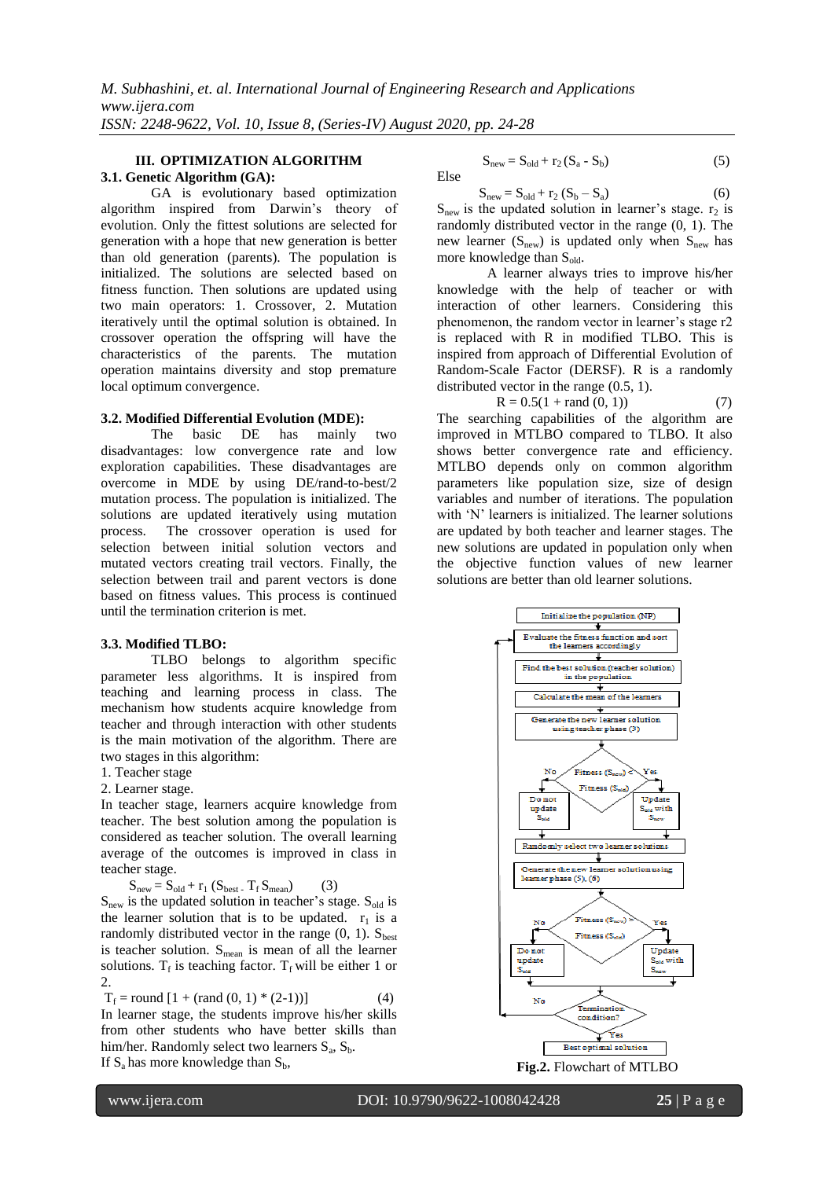## III. OPTIMIZATION ALGORITHM

### 3.1. Genetic Algorithm (GA):

GA is evolutionary based optimization algorithm inspired from Darwin's theory of evolution. Only the fittest solutions are selected for generation with a hope that new generation is better than old generation (parents). The population is initialized. The solutions are selected based on fitness function. Then solutions are updated using two main operators: 1. Crossover, 2. Mutation iteratively until the optimal solution is obtained. In crossover operation the offspring will have the characteristics of the parents. The mutation operation maintains diversity and stop premature local optimum convergence.

### 3.2. Modified Differential Evolution (MDE):

The basic DE has mainly two disadvantages: low convergence rate and low exploration capabilities. These disadvantages are overcome in MDE by using DE/rand-to-best/2 mutation process. The population is initialized. The solutions are updated iteratively using mutation process. The crossover operation is used for selection between initial solution vectors and mutated vectors creating trail vectors. Finally, the selection between trail and parent vectors is done based on fitness values. This process is continued until the termination criterion is met.

### 3.3. Modified TLBO:

TLBO belongs to algorithm specific parameter less algorithms. It is inspired from teaching and learning process in class. The mechanism how students acquire knowledge from teacher and through interaction with other students is the main motivation of the algorithm. There are two stages in this algorithm:

1. Teacher stage
2. Learner stage.

In teacher stage, learners acquire knowledge from teacher. The best solution among the population is considered as teacher solution. The overall learning average of the outcomes is improved in class in teacher stage.

$$S_{new} = S_{old} + r_1 (S_{best} - T_f S_{mean}) \qquad (3)$$

$S_{new}$ is the updated solution in teacher's stage. $S_{old}$ is the learner solution that is to be updated. $r_1$ is a randomly distributed vector in the range (0, 1). $S_{best}$ is teacher solution. $S_{mean}$ is mean of all the learner solutions. $T_f$ is teaching factor. $T_f$ will be either 1 or 2.

$$T_f = \text{round}\,[1 + (\text{rand}\,(0, 1) * (2-1))] \qquad (4)$$

In learner stage, the students improve his/her skills from other students who have better skills than him/her. Randomly select two learners $S_a$, $S_b$.

If $S_a$ has more knowledge than $S_b$,

$$S_{new} = S_{old} + r_2 (S_a - S_b) \qquad (5)$$

Else

$$S_{new} = S_{old} + r_2 (S_b - S_a) \qquad (6)$$

$S_{new}$ is the updated solution in learner's stage. $r_2$ is randomly distributed vector in the range (0, 1). The new learner ($S_{new}$) is updated only when $S_{new}$ has more knowledge than $S_{old}$.

A learner always tries to improve his/her knowledge with the help of teacher or with interaction of other learners. Considering this phenomenon, the random vector in learner's stage r2 is replaced with R in modified TLBO. This is inspired from approach of Differential Evolution of Random-Scale Factor (DERSF). R is a randomly distributed vector in the range (0.5, 1).

$$R = 0.5(1 + \text{rand}\,(0, 1)) \qquad (7)$$

The searching capabilities of the algorithm are improved in MTLBO compared to TLBO. It also shows better convergence rate and efficiency. MTLBO depends only on common algorithm parameters like population size, size of design variables and number of iterations. The population with 'N' learners is initialized. The learner solutions are updated by both teacher and learner stages. The new solutions are updated in population only when the objective function values of new learner solutions are better than old learner solutions.

Initialize the population (NP) → Evaluate the fitness function and sort the learners accordingly → Find the best solution (teacher solution) in the population → Calculate the mean of the learners → Generate the new learner solution using teacher phase (3) → Fitness ($S_{new}$) < Fitness ($S_{old}$)? (No: Do not update $S_{old}$; Yes: Update $S_{old}$ with $S_{new}$) → Randomly select two learner solutions → Generate the new learner solution using learner phase (5), (6) → Fitness ($S_{new}$) > Fitness ($S_{old}$)? (No: Do not update $S_{old}$; Yes: Update $S_{old}$ with $S_{new}$) → Termination condition? (No: return to Evaluate; Yes: Best optimal solution)

**Fig.2.** Flowchart of MTLBO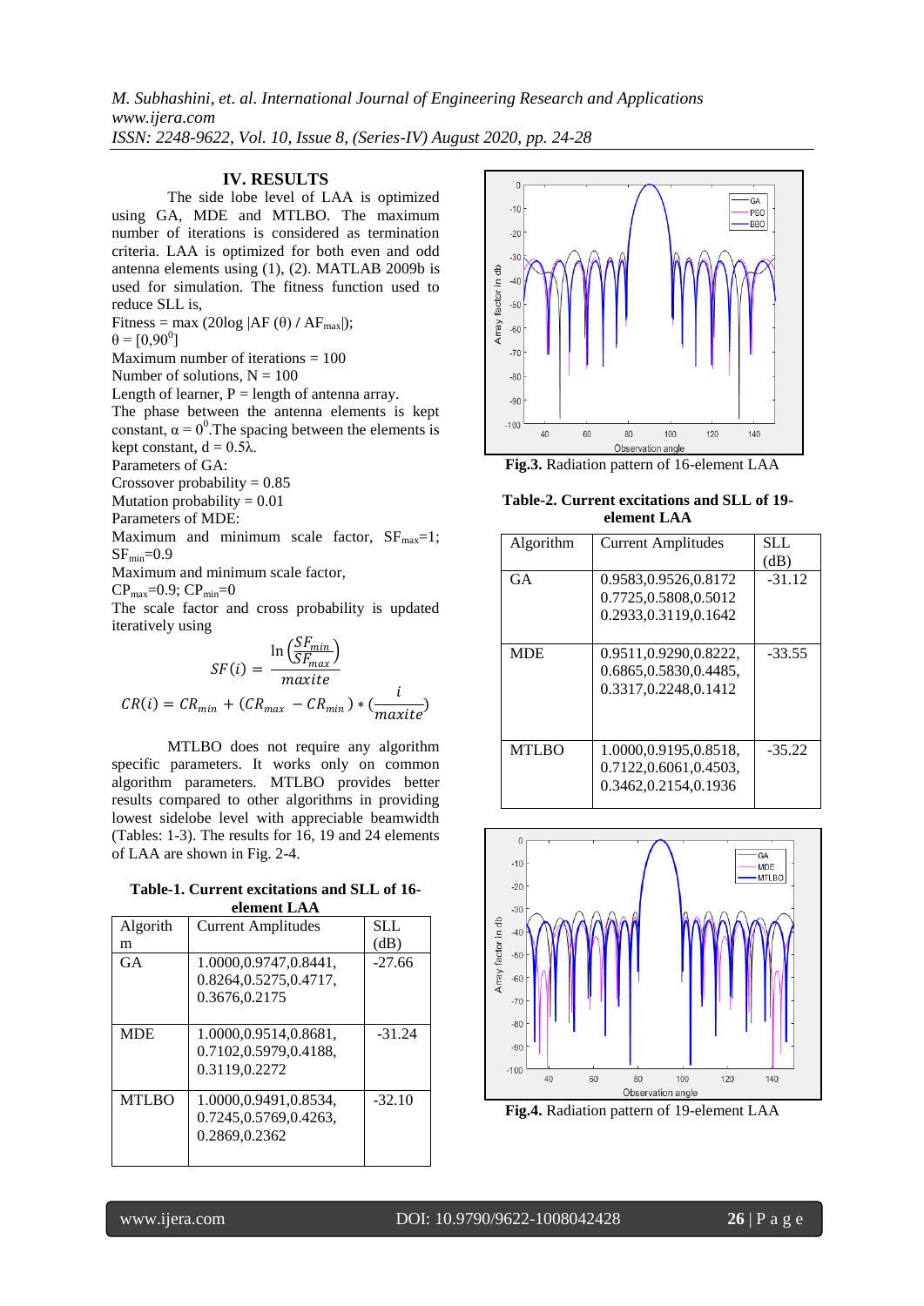## IV. RESULTS

The side lobe level of LAA is optimized using GA, MDE and MTLBO. The maximum number of iterations is considered as termination criteria. LAA is optimized for both even and odd antenna elements using (1), (2). MATLAB 2009b is used for simulation. The fitness function used to reduce SLL is,

Fitness = max (20log |AF (θ) / $AF_{max}$|);

θ = [0,90$^0$]

Maximum number of iterations = 100

Number of solutions, N = 100

Length of learner, P = length of antenna array.

The phase between the antenna elements is kept constant, α = 0$^0$.The spacing between the elements is kept constant, d = 0.5λ.

Parameters of GA:

Crossover probability = 0.85

Mutation probability = 0.01

Parameters of MDE:

Maximum and minimum scale factor, $SF_{max}$=1; $SF_{min}$=0.9

Maximum and minimum scale factor, $CP_{max}$=0.9; $CP_{min}$=0

The scale factor and cross probability is updated iteratively using

$$SF(i) = \frac{\ln\left(\frac{SF_{min}}{SF_{max}}\right)}{maxite}$$

$$CR(i) = CR_{min} + (CR_{max} - CR_{min}) * \left(\frac{i}{maxite}\right)$$

MTLBO does not require any algorithm specific parameters. It works only on common algorithm parameters. MTLBO provides better results compared to other algorithms in providing lowest sidelobe level with appreciable beamwidth (Tables: 1-3). The results for 16, 19 and 24 elements of LAA are shown in Fig. 2-4.

**Table-1. Current excitations and SLL of 16-element LAA**

| Algorithm | Current Amplitudes | SLL (dB) |
|---|---|---|
| GA | 1.0000,0.9747,0.8441, 0.8264,0.5275,0.4717, 0.3676,0.2175 | -27.66 |
| MDE | 1.0000,0.9514,0.8681, 0.7102,0.5979,0.4188, 0.3119,0.2272 | -31.24 |
| MTLBO | 1.0000,0.9491,0.8534, 0.7245,0.5769,0.4263, 0.2869,0.2362 | -32.10 |

**Fig.3.** Radiation pattern of 16-element LAA

**Table-2. Current excitations and SLL of 19-element LAA**

| Algorithm | Current Amplitudes | SLL (dB) |
|---|---|---|
| GA | 0.9583,0.9526,0.8172 0.7725,0.5808,0.5012 0.2933,0.3119,0.1642 | -31.12 |
| MDE | 0.9511,0.9290,0.8222, 0.6865,0.5830,0.4485, 0.3317,0.2248,0.1412 | -33.55 |
| MTLBO | 1.0000,0.9195,0.8518, 0.7122,0.6061,0.4503, 0.3462,0.2154,0.1936 | -35.22 |

**Fig.4.** Radiation pattern of 19-element LAA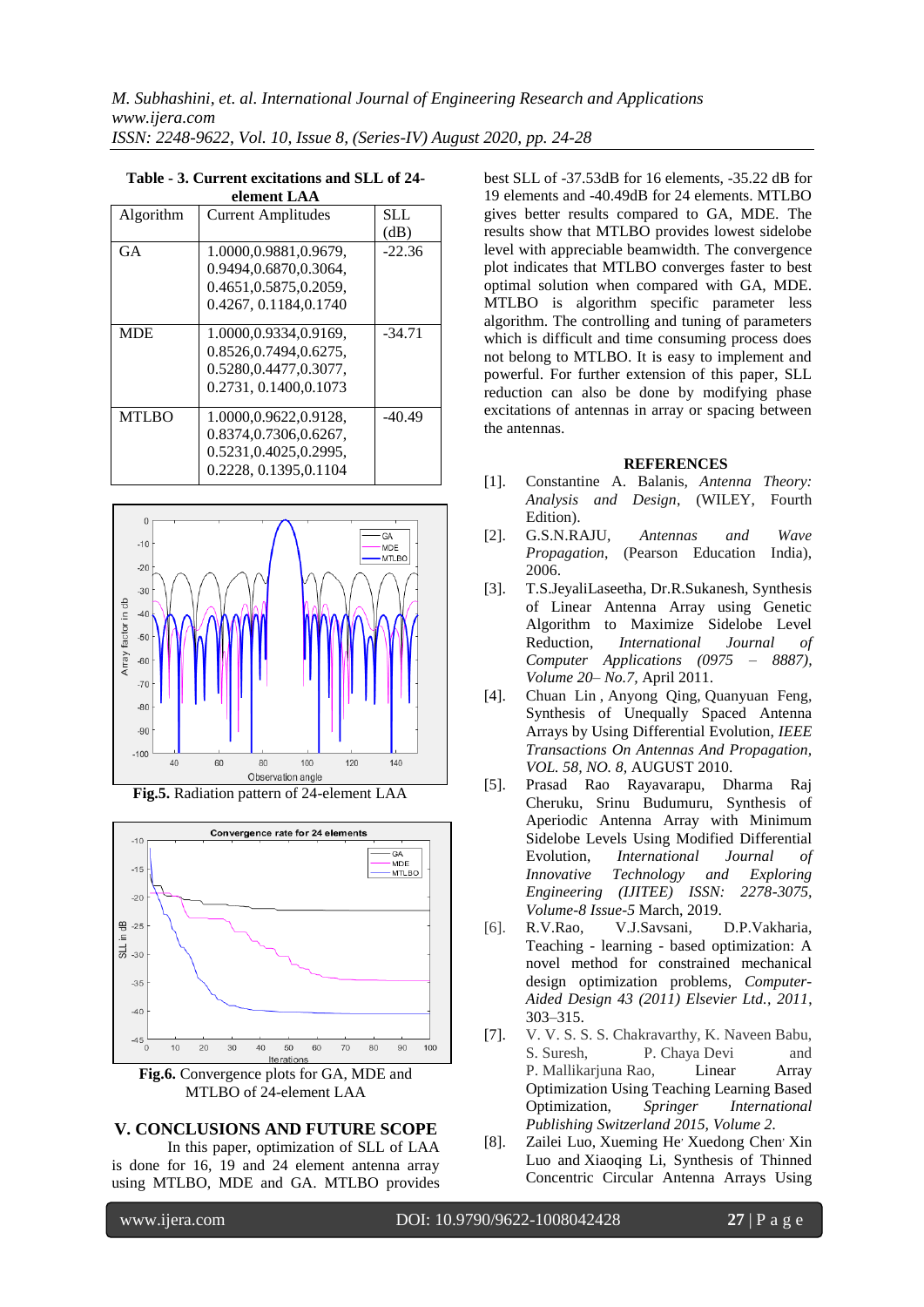**Table - 3. Current excitations and SLL of 24-element LAA**

| Algorithm | Current Amplitudes | SLL (dB) |
|---|---|---|
| GA | 1.0000,0.9881,0.9679, 0.9494,0.6870,0.3064, 0.4651,0.5875,0.2059, 0.4267, 0.1184,0.1740 | -22.36 |
| MDE | 1.0000,0.9334,0.9169, 0.8526,0.7494,0.6275, 0.5280,0.4477,0.3077, 0.2731, 0.1400,0.1073 | -34.71 |
| MTLBO | 1.0000,0.9622,0.9128, 0.8374,0.7306,0.6267, 0.5231,0.4025,0.2995, 0.2228, 0.1395,0.1104 | -40.49 |

**Fig.5.** Radiation pattern of 24-element LAA

**Fig.6.** Convergence plots for GA, MDE and MTLBO of 24-element LAA

## V. CONCLUSIONS AND FUTURE SCOPE

In this paper, optimization of SLL of LAA is done for 16, 19 and 24 element antenna array using MTLBO, MDE and GA. MTLBO provides best SLL of -37.53dB for 16 elements, -35.22 dB for 19 elements and -40.49dB for 24 elements. MTLBO gives better results compared to GA, MDE. The results show that MTLBO provides lowest sidelobe level with appreciable beamwidth. The convergence plot indicates that MTLBO converges faster to best optimal solution when compared with GA, MDE. MTLBO is algorithm specific parameter less algorithm. The controlling and tuning of parameters which is difficult and time consuming process does not belong to MTLBO. It is easy to implement and powerful. For further extension of this paper, SLL reduction can also be done by modifying phase excitations of antennas in array or spacing between the antennas.

## REFERENCES

[1]. Constantine A. Balanis, *Antenna Theory: Analysis and Design*, (WILEY, Fourth Edition).

[2]. G.S.N.RAJU, *Antennas and Wave Propagation*, (Pearson Education India), 2006.

[3]. T.S.JeyaliLaseetha, Dr.R.Sukanesh, Synthesis of Linear Antenna Array using Genetic Algorithm to Maximize Sidelobe Level Reduction, *International Journal of Computer Applications (0975 – 8887), Volume 20– No.7,* April 2011.

[4]. Chuan Lin , Anyong Qing, Quanyuan Feng, Synthesis of Unequally Spaced Antenna Arrays by Using Differential Evolution, *IEEE Transactions On Antennas And Propagation, VOL. 58, NO. 8,* AUGUST 2010.

[5]. Prasad Rao Rayavarapu, Dharma Raj Cheruku, Srinu Budumuru, Synthesis of Aperiodic Antenna Array with Minimum Sidelobe Levels Using Modified Differential Evolution, *International Journal of Innovative Technology and Exploring Engineering (IJITEE) ISSN: 2278-3075, Volume-8 Issue-5* March, 2019.

[6]. R.V.Rao, V.J.Savsani, D.P.Vakharia, Teaching - learning - based optimization: A novel method for constrained mechanical design optimization problems, *Computer-Aided Design 43 (2011) Elsevier Ltd., 2011*, 303–315.

[7]. V. V. S. S. S. Chakravarthy, K. Naveen Babu, S. Suresh, P. Chaya Devi and P. Mallikarjuna Rao, Linear Array Optimization Using Teaching Learning Based Optimization, *Springer International Publishing Switzerland 2015, Volume 2.*

[8]. Zailei Luo, Xueming He, Xuedong Chen, Xin Luo and Xiaoqing Li, Synthesis of Thinned Concentric Circular Antenna Arrays Using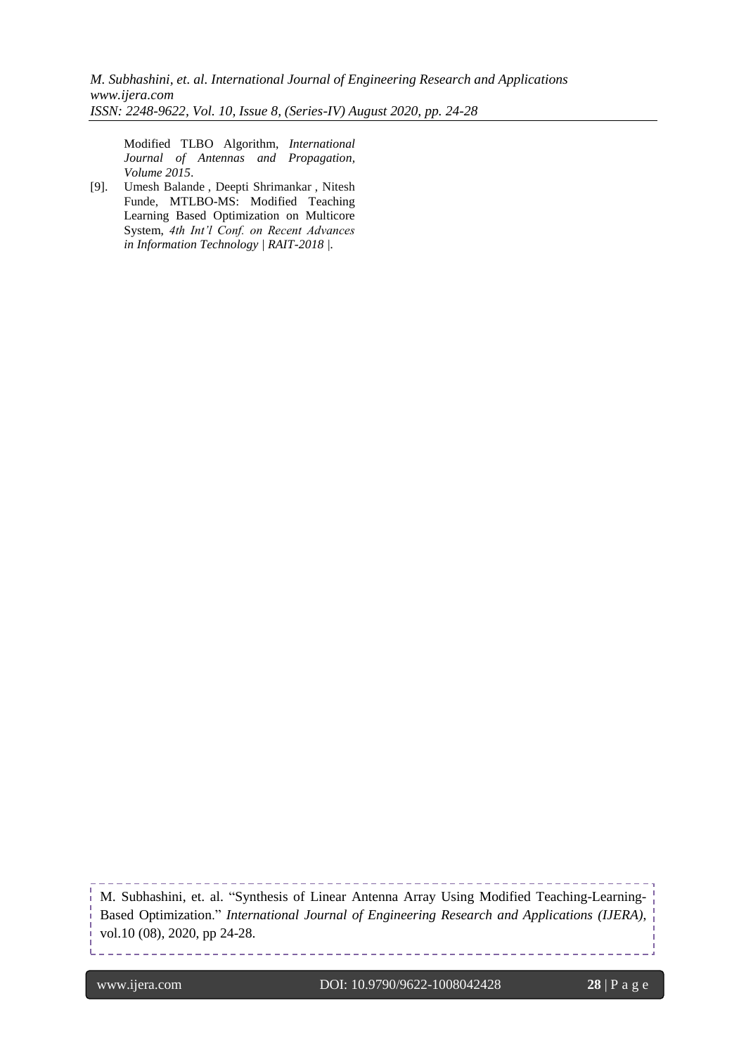Modified TLBO Algorithm, *International Journal of Antennas and Propagation, Volume 2015*.

[9]. Umesh Balande , Deepti Shrimankar , Nitesh Funde, MTLBO-MS: Modified Teaching Learning Based Optimization on Multicore System, *4th Int'l Conf. on Recent Advances in Information Technology | RAIT-2018 |*.

M. Subhashini, et. al. "Synthesis of Linear Antenna Array Using Modified Teaching-Learning-Based Optimization." *International Journal of Engineering Research and Applications (IJERA)*, vol.10 (08), 2020, pp 24-28.